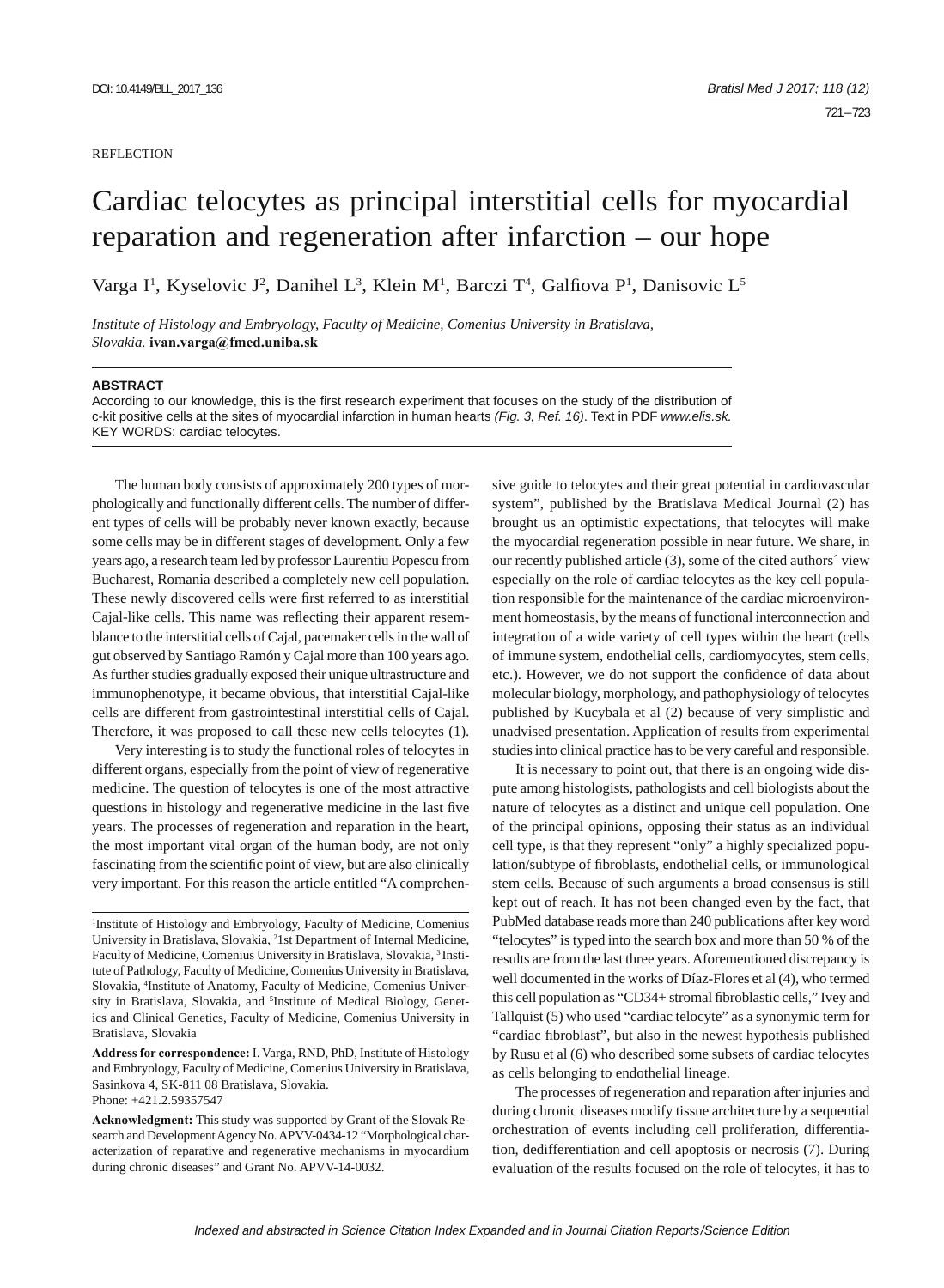REFLECTION

# Cardiac telocytes as principal interstitial cells for myocardial reparation and regeneration after infarction – our hope

Varga I[1], Kyselovic J[2], Danihel L[3], Klein M[1], Barczi T[4], Galfiova P[1], Danisovic L[5]

*Institute of Histology and Embryology, Faculty of Medicine, Comenius University in Bratislava, Slovakia.* **ivan.varga@fmed.uniba.sk**

**ABSTRACT**

According to our knowledge, this is the first research experiment that focuses on the study of the distribution of c-kit positive cells at the sites of myocardial infarction in human hearts *(Fig. 3, Ref. 16)*. Text in PDF *www.elis.sk.*

KEY WORDS: cardiac telocytes.

---

The human body consists of approximately 200 types of morphologically and functionally different cells. The number of different types of cells will be probably never known exactly, because some cells may be in different stages of development. Only a few years ago, a research team led by professor Laurentiu Popescu from Bucharest, Romania described a completely new cell population. These newly discovered cells were first referred to as interstitial Cajal-like cells. This name was reflecting their apparent resemblance to the interstitial cells of Cajal, pacemaker cells in the wall of gut observed by Santiago Ramón y Cajal more than 100 years ago. As further studies gradually exposed their unique ultrastructure and immunophenotype, it became obvious, that interstitial Cajal-like cells are different from gastrointestinal interstitial cells of Cajal. Therefore, it was proposed to call these new cells telocytes (1).

Very interesting is to study the functional roles of telocytes in different organs, especially from the point of view of regenerative medicine. The question of telocytes is one of the most attractive questions in histology and regenerative medicine in the last five years. The processes of regeneration and reparation in the heart, the most important vital organ of the human body, are not only fascinating from the scientific point of view, but are also clinically very important. For this reason the article entitled "A comprehensive guide to telocytes and their great potential in cardiovascular system", published by the Bratislava Medical Journal (2) has brought us an optimistic expectations, that telocytes will make the myocardial regeneration possible in near future. We share, in our recently published article (3), some of the cited authors´ view especially on the role of cardiac telocytes as the key cell population responsible for the maintenance of the cardiac microenvironment homeostasis, by the means of functional interconnection and integration of a wide variety of cell types within the heart (cells of immune system, endothelial cells, cardiomyocytes, stem cells, etc.). However, we do not support the confidence of data about molecular biology, morphology, and pathophysiology of telocytes published by Kucybala et al (2) because of very simplistic and unadvised presentation. Application of results from experimental studies into clinical practice has to be very careful and responsible.

It is necessary to point out, that there is an ongoing wide dispute among histologists, pathologists and cell biologists about the nature of telocytes as a distinct and unique cell population. One of the principal opinions, opposing their status as an individual cell type, is that they represent "only" a highly specialized population/subtype of fibroblasts, endothelial cells, or immunological stem cells. Because of such arguments a broad consensus is still kept out of reach. It has not been changed even by the fact, that PubMed database reads more than 240 publications after key word "telocytes" is typed into the search box and more than 50 % of the results are from the last three years. Aforementioned discrepancy is well documented in the works of Díaz-Flores et al (4), who termed this cell population as "CD34+ stromal fibroblastic cells," Ivey and Tallquist (5) who used "cardiac telocyte" as a synonymic term for "cardiac fibroblast", but also in the newest hypothesis published by Rusu et al (6) who described some subsets of cardiac telocytes as cells belonging to endothelial lineage.

The processes of regeneration and reparation after injuries and during chronic diseases modify tissue architecture by a sequential orchestration of events including cell proliferation, differentiation, dedifferentiation and cell apoptosis or necrosis (7). During evaluation of the results focused on the role of telocytes, it has to

---

[1]Institute of Histology and Embryology, Faculty of Medicine, Comenius University in Bratislava, Slovakia, [2]1st Department of Internal Medicine, Faculty of Medicine, Comenius University in Bratislava, Slovakia, [3]Institute of Pathology, Faculty of Medicine, Comenius University in Bratislava, Slovakia, [4]Institute of Anatomy, Faculty of Medicine, Comenius University in Bratislava, Slovakia, and [5]Institute of Medical Biology, Genetics and Clinical Genetics, Faculty of Medicine, Comenius University in Bratislava, Slovakia

**Address for correspondence:** I. Varga, RND, PhD, Institute of Histology and Embryology, Faculty of Medicine, Comenius University in Bratislava, Sasinkova 4, SK-811 08 Bratislava, Slovakia.
Phone: +421.2.59357547

**Acknowledgment:** This study was supported by Grant of the Slovak Research and Development Agency No. APVV-0434-12 "Morphological characterization of reparative and regenerative mechanisms in myocardium during chronic diseases" and Grant No. APVV-14-0032.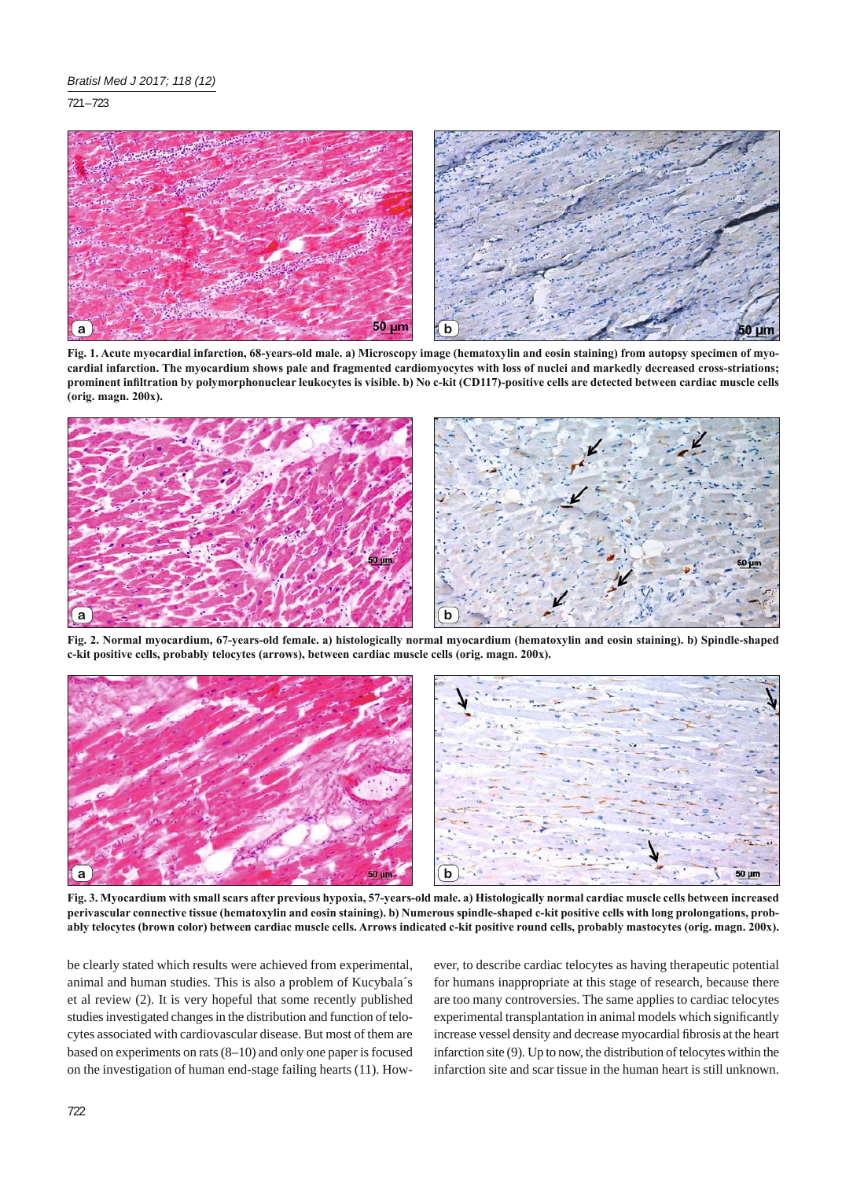**Fig. 1. Acute myocardial infarction, 68-years-old male. a) Microscopy image (hematoxylin and eosin staining) from autopsy specimen of myocardial infarction. The myocardium shows pale and fragmented cardiomyocytes with loss of nuclei and markedly decreased cross-striations; prominent infiltration by polymorphonuclear leukocytes is visible. b) No c-kit (CD117)-positive cells are detected between cardiac muscle cells (orig. magn. 200x).**

**Fig. 2. Normal myocardium, 67-years-old female. a) histologically normal myocardium (hematoxylin and eosin staining). b) Spindle-shaped c-kit positive cells, probably telocytes (arrows), between cardiac muscle cells (orig. magn. 200x).**

**Fig. 3. Myocardium with small scars after previous hypoxia, 57-years-old male. a) Histologically normal cardiac muscle cells between increased perivascular connective tissue (hematoxylin and eosin staining). b) Numerous spindle-shaped c-kit positive cells with long prolongations, probably telocytes (brown color) between cardiac muscle cells. Arrows indicated c-kit positive round cells, probably mastocytes (orig. magn. 200x).**

be clearly stated which results were achieved from experimental, animal and human studies. This is also a problem of Kucybala´s et al review (2). It is very hopeful that some recently published studies investigated changes in the distribution and function of telocytes associated with cardiovascular disease. But most of them are based on experiments on rats (8–10) and only one paper is focused on the investigation of human end-stage failing hearts (11). However, to describe cardiac telocytes as having therapeutic potential for humans inappropriate at this stage of research, because there are too many controversies. The same applies to cardiac telocytes experimental transplantation in animal models which significantly increase vessel density and decrease myocardial fibrosis at the heart infarction site (9). Up to now, the distribution of telocytes within the infarction site and scar tissue in the human heart is still unknown.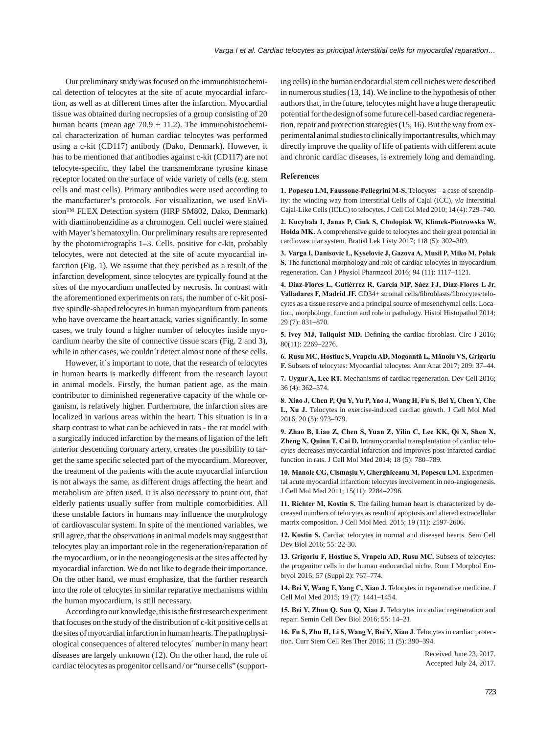Our preliminary study was focused on the immunohistochemical detection of telocytes at the site of acute myocardial infarction, as well as at different times after the infarction. Myocardial tissue was obtained during necropsies of a group consisting of 20 human hearts (mean age 70.9 ± 11.2). The immunohistochemical characterization of human cardiac telocytes was performed using a c-kit (CD117) antibody (Dako, Denmark). However, it has to be mentioned that antibodies against c-kit (CD117) are not telocyte-specific, they label the transmembrane tyrosine kinase receptor located on the surface of wide variety of cells (e.g. stem cells and mast cells). Primary antibodies were used according to the manufacturer's protocols. For visualization, we used EnVision™ FLEX Detection system (HRP SM802, Dako, Denmark) with diaminobenzidine as a chromogen. Cell nuclei were stained with Mayer's hematoxylin. Our preliminary results are represented by the photomicrographs 1–3. Cells, positive for c-kit, probably telocytes, were not detected at the site of acute myocardial infarction (Fig. 1). We assume that they perished as a result of the infarction development, since telocytes are typically found at the sites of the myocardium unaffected by necrosis. In contrast with the aforementioned experiments on rats, the number of c-kit positive spindle-shaped telocytes in human myocardium from patients who have overcame the heart attack, varies significantly. In some cases, we truly found a higher number of telocytes inside myocardium nearby the site of connective tissue scars (Fig. 2 and 3), while in other cases, we couldn´t detect almost none of these cells.

However, it´s important to note, that the research of telocytes in human hearts is markedly different from the research layout in animal models. Firstly, the human patient age, as the main contributor to diminished regenerative capacity of the whole organism, is relatively higher. Furthermore, the infarction sites are localized in various areas within the heart. This situation is in a sharp contrast to what can be achieved in rats - the rat model with a surgically induced infarction by the means of ligation of the left anterior descending coronary artery, creates the possibility to target the same specific selected part of the myocardium. Moreover, the treatment of the patients with the acute myocardial infarction is not always the same, as different drugs affecting the heart and metabolism are often used. It is also necessary to point out, that elderly patients usually suffer from multiple comorbidities. All these unstable factors in humans may influence the morphology of cardiovascular system. In spite of the mentioned variables, we still agree, that the observations in animal models may suggest that telocytes play an important role in the regeneration/reparation of the myocardium, or in the neoangiogenesis at the sites affected by myocardial infarction. We do not like to degrade their importance. On the other hand, we must emphasize, that the further research into the role of telocytes in similar reparative mechanisms within the human myocardium, is still necessary.

According to our knowledge, this is the first research experiment that focuses on the study of the distribution of c-kit positive cells at the sites of myocardial infarction in human hearts. The pathophysiological consequences of altered telocytes´ number in many heart diseases are largely unknown (12). On the other hand, the role of cardiac telocytes as progenitor cells and / or "nurse cells" (supporting cells) in the human endocardial stem cell niches were described in numerous studies (13, 14). We incline to the hypothesis of other authors that, in the future, telocytes might have a huge therapeutic potential for the design of some future cell-based cardiac regeneration, repair and protection strategies (15, 16). But the way from experimental animal studies to clinically important results, which may directly improve the quality of life of patients with different acute and chronic cardiac diseases, is extremely long and demanding.

## References

**1. Popescu LM, Faussone-Pellegrini M-S.** Telocytes – a case of serendipity: the winding way from Interstitial Cells of Cajal (ICC), *via* Interstitial Cajal-Like Cells (ICLC) to telocytes. J Cell Col Med 2010; 14 (4): 729–740.

**2. Kucybala I, Janas P, Ciuk S, Cholopiak W, Klimek-Piotrowska W, Holda MK.** A comprehensive guide to telocytes and their great potential in cardiovascular system. Bratisl Lek Listy 2017; 118 (5): 302–309.

**3. Varga I, Danisovic L, Kyselovic J, Gazova A, Musil P, Miko M, Polak S.** The functional morphology and role of cardiac telocytes in myocardium regeneration. Can J Physiol Pharmacol 2016; 94 (11): 1117–1121.

**4. Díaz-Flores L, Gutiérrez R, García MP, Sáez FJ, Díaz-Flores L Jr, Valladares F, Madrid JF.** CD34+ stromal cells/fibroblasts/fibrocytes/telocytes as a tissue reserve and a principal source of mesenchymal cells. Location, morphology, function and role in pathology. Histol Histopathol 2014; 29 (7): 831–870.

**5. Ivey MJ, Tallquist MD.** Defining the cardiac fibroblast. Circ J 2016; 80(11): 2269–2276.

**6. Rusu MC, Hostiuc S, Vrapciu AD, Mogoantă L, Mănoiu VS, Grigoriu F.** Subsets of telocytes: Myocardial telocytes. Ann Anat 2017; 209: 37–44.

**7. Uygur A, Lee RT.** Mechanisms of cardiac regeneration. Dev Cell 2016; 36 (4): 362–374.

**8. Xiao J, Chen P, Qu Y, Yu P, Yao J, Wang H, Fu S, Bei Y, Chen Y, Che L, Xu J.** Telocytes in exercise-induced cardiac growth. J Cell Mol Med 2016; 20 (5): 973–979.

**9. Zhao B, Liao Z, Chen S, Yuan Z, Yilin C, Lee KK, Qi X, Shen X, Zheng X, Quinn T, Cai D.** Intramyocardial transplantation of cardiac telocytes decreases myocardial infarction and improves post-infarcted cardiac function in rats. J Cell Mol Med 2014; 18 (5): 780–789.

**10. Manole CG, Cismaşiu V, Gherghiceanu M, Popescu LM.** Experimental acute myocardial infarction: telocytes involvement in neo-angiogenesis. J Cell Mol Med 2011; 15(11): 2284–2296.

**11. Richter M, Kostin S.** The failing human heart is characterized by decreased numbers of telocytes as result of apoptosis and altered extracellular matrix composition. J Cell Mol Med. 2015; 19 (11): 2597-2606.

**12. Kostin S.** Cardiac telocytes in normal and diseased hearts. Sem Cell Dev Biol 2016; 55: 22-30.

**13. Grigoriu F, Hostiuc S, Vrapciu AD, Rusu MC.** Subsets of telocytes: the progenitor cells in the human endocardial niche. Rom J Morphol Embryol 2016; 57 (Suppl 2): 767–774.

**14. Bei Y, Wang F, Yang C, Xiao J.** Telocytes in regenerative medicine. J Cell Mol Med 2015; 19 (7): 1441–1454.

**15. Bei Y, Zhou Q, Sun Q, Xiao J.** Telocytes in cardiac regeneration and repair. Semin Cell Dev Biol 2016; 55: 14–21.

**16. Fu S, Zhu H, Li S, Wang Y, Bei Y, Xiao J**. Telocytes in cardiac protection. Curr Stem Cell Res Ther 2016; 11 (5): 390–394.

Received June 23, 2017.
Accepted July 24, 2017.